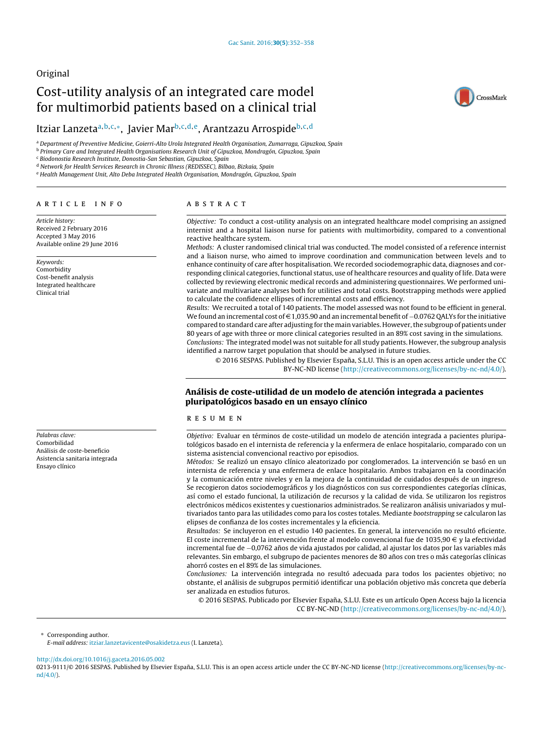Original

# Cost-utility analysis of an integrated care model for multimorbid patients based on a clinical trial

Itziar Lanzeta[a,b,c,*], Javier Mar[b,c,d,e], Arantzazu Arrospide[b,c,d]

[a] Department of Preventive Medicine, Goierri-Alto Urola Integrated Health Organisation, Zumarraga, Gipuzkoa, Spain
[b] Primary Care and Integrated Health Organisations Research Unit of Gipuzkoa, Mondragón, Gipuzkoa, Spain
[c] Biodonostia Research Institute, Donostia-San Sebastian, Gipuzkoa, Spain
[d] Network for Health Services Research in Chronic Illness (REDISSEC), Bilbao, Bizkaia, Spain
[e] Health Management Unit, Alto Deba Integrated Health Organisation, Mondragón, Gipuzkoa, Spain

## ARTICLE INFO

*Article history:*
Received 2 February 2016
Accepted 3 May 2016
Available online 29 June 2016

*Keywords:*
Comorbidity
Cost-benefit analysis
Integrated healthcare
Clinical trial

## ABSTRACT

*Objective:* To conduct a cost-utility analysis on an integrated healthcare model comprising an assigned internist and a hospital liaison nurse for patients with multimorbidity, compared to a conventional reactive healthcare system.

*Methods:* A cluster randomised clinical trial was conducted. The model consisted of a reference internist and a liaison nurse, who aimed to improve coordination and communication between levels and to enhance continuity of care after hospitalisation. We recorded sociodemographic data, diagnoses and corresponding clinical categories, functional status, use of healthcare resources and quality of life. Data were collected by reviewing electronic medical records and administering questionnaires. We performed univariate and multivariate analyses both for utilities and total costs. Bootstrapping methods were applied to calculate the confidence ellipses of incremental costs and efficiency.

*Results:* We recruited a total of 140 patients. The model assessed was not found to be efficient in general. We found an incremental cost of €1,035.90 and an incremental benefit of −0.0762 QALYs for the initiative compared to standard care after adjusting for the main variables. However, the subgroup of patients under 80 years of age with three or more clinical categories resulted in an 89% cost saving in the simulations.

*Conclusions:* The integrated model was not suitable for all study patients. However, the subgroup analysis identified a narrow target population that should be analysed in future studies.

© 2016 SESPAS. Published by Elsevier España, S.L.U. This is an open access article under the CC BY-NC-ND license (http://creativecommons.org/licenses/by-nc-nd/4.0/).

## Análisis de coste-utilidad de un modelo de atención integrada a pacientes pluripatológicos basado en un ensayo clínico

*Palabras clave:*
Comorbilidad
Análisis de coste-beneficio
Asistencia sanitaria integrada
Ensayo clínico

## RESUMEN

*Objetivo:* Evaluar en términos de coste-utilidad un modelo de atención integrada a pacientes pluripatológicos basado en el internista de referencia y la enfermera de enlace hospitalario, comparado con un sistema asistencial convencional reactivo por episodios.

*Métodos:* Se realizó un ensayo clínico aleatorizado por conglomerados. La intervención se basó en un internista de referencia y una enfermera de enlace hospitalario. Ambos trabajaron en la coordinación y la comunicación entre niveles y en la mejora de la continuidad de cuidados después de un ingreso. Se recogieron datos sociodemográficos y los diagnósticos con sus correspondientes categorías clínicas, así como el estado funcional, la utilización de recursos y la calidad de vida. Se utilizaron los registros electrónicos médicos existentes y cuestionarios administrados. Se realizaron análisis univariados y multivariados tanto para las utilidades como para los costes totales. Mediante *bootstrapping* se calcularon las elipses de confianza de los costes incrementales y la eficiencia.

*Resultados:* Se incluyeron en el estudio 140 pacientes. En general, la intervención no resultó eficiente. El coste incremental de la intervención frente al modelo convencional fue de 1035,90 € y la efectividad incremental fue de −0,0762 años de vida ajustados por calidad, al ajustar los datos por las variables más relevantes. Sin embargo, el subgrupo de pacientes menores de 80 años con tres o más categorías clínicas ahorró costes en el 89% de las simulaciones.

*Conclusiones:* La intervención integrada no resultó adecuada para todos los pacientes objetivo; no obstante, el análisis de subgrupos permitió identificar una población objetivo más concreta que debería ser analizada en estudios futuros.

© 2016 SESPAS. Publicado por Elsevier España, S.L.U. Este es un artículo Open Access bajo la licencia CC BY-NC-ND (http://creativecommons.org/licenses/by-nc-nd/4.0/).

\* Corresponding author.
*E-mail address:* itziar.lanzetavicente@osakidetza.eus (I. Lanzeta).

http://dx.doi.org/10.1016/j.gaceta.2016.05.002
0213-9111/© 2016 SESPAS. Published by Elsevier España, S.L.U. This is an open access article under the CC BY-NC-ND license (http://creativecommons.org/licenses/by-nc-nd/4.0/).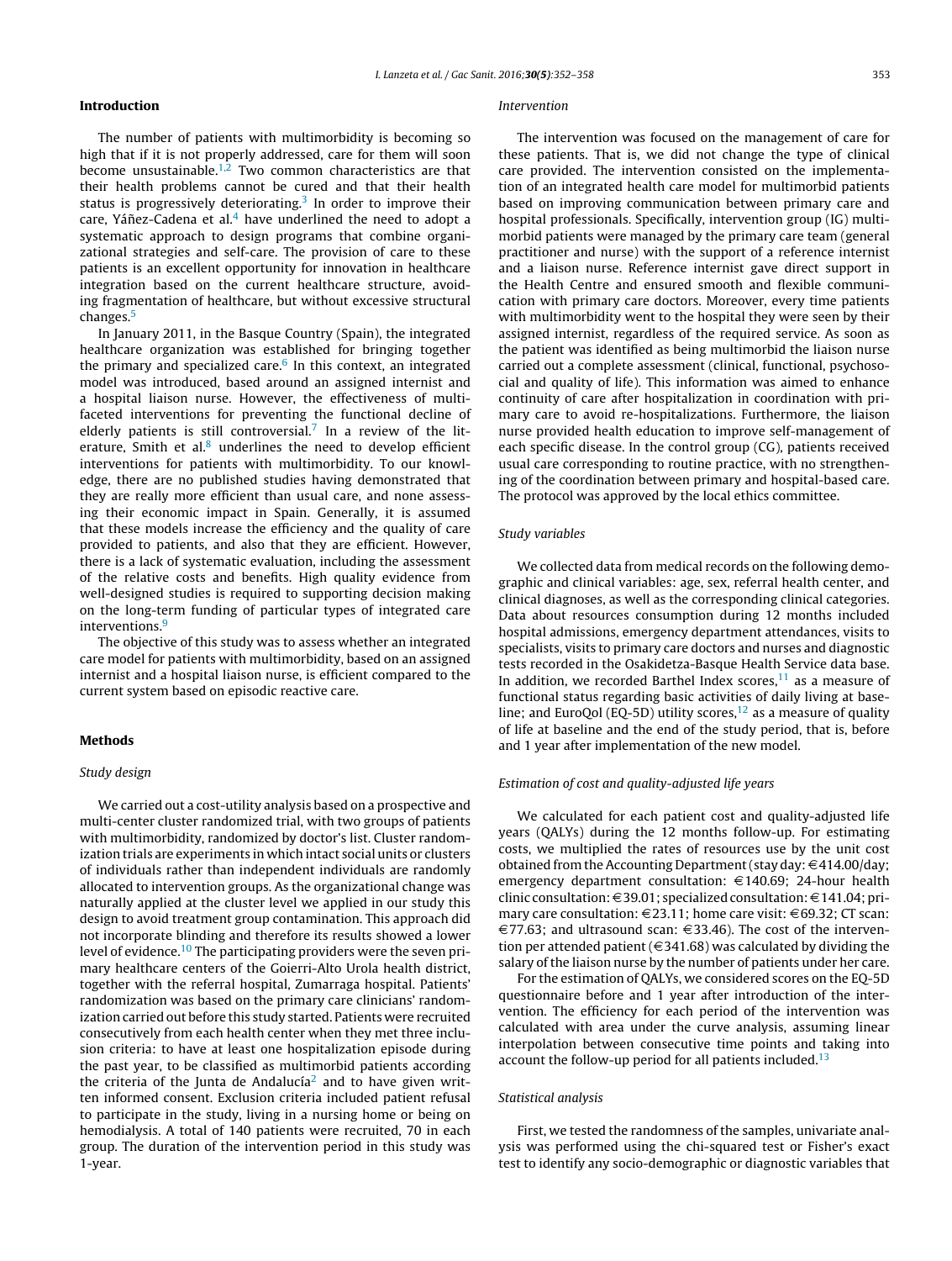## Introduction

The number of patients with multimorbidity is becoming so high that if it is not properly addressed, care for them will soon become unsustainable.[1,2] Two common characteristics are that their health problems cannot be cured and that their health status is progressively deteriorating.[3] In order to improve their care, Yáñez-Cadena et al.[4] have underlined the need to adopt a systematic approach to design programs that combine organizational strategies and self-care. The provision of care to these patients is an excellent opportunity for innovation in healthcare integration based on the current healthcare structure, avoiding fragmentation of healthcare, but without excessive structural changes.[5]

In January 2011, in the Basque Country (Spain), the integrated healthcare organization was established for bringing together the primary and specialized care.[6] In this context, an integrated model was introduced, based around an assigned internist and a hospital liaison nurse. However, the effectiveness of multifaceted interventions for preventing the functional decline of elderly patients is still controversial.[7] In a review of the literature, Smith et al.[8] underlines the need to develop efficient interventions for patients with multimorbidity. To our knowledge, there are no published studies having demonstrated that they are really more efficient than usual care, and none assessing their economic impact in Spain. Generally, it is assumed that these models increase the efficiency and the quality of care provided to patients, and also that they are efficient. However, there is a lack of systematic evaluation, including the assessment of the relative costs and benefits. High quality evidence from well-designed studies is required to supporting decision making on the long-term funding of particular types of integrated care interventions.[9]

The objective of this study was to assess whether an integrated care model for patients with multimorbidity, based on an assigned internist and a hospital liaison nurse, is efficient compared to the current system based on episodic reactive care.

## Methods

### Study design

We carried out a cost-utility analysis based on a prospective and multi-center cluster randomized trial, with two groups of patients with multimorbidity, randomized by doctor's list. Cluster randomization trials are experiments in which intact social units or clusters of individuals rather than independent individuals are randomly allocated to intervention groups. As the organizational change was naturally applied at the cluster level we applied in our study this design to avoid treatment group contamination. This approach did not incorporate blinding and therefore its results showed a lower level of evidence.[10] The participating providers were the seven primary healthcare centers of the Goierri-Alto Urola health district, together with the referral hospital, Zumarraga hospital. Patients' randomization was based on the primary care clinicians' randomization carried out before this study started. Patients were recruited consecutively from each health center when they met three inclusion criteria: to have at least one hospitalization episode during the past year, to be classified as multimorbid patients according the criteria of the Junta de Andalucía[2] and to have given written informed consent. Exclusion criteria included patient refusal to participate in the study, living in a nursing home or being on hemodialysis. A total of 140 patients were recruited, 70 in each group. The duration of the intervention period in this study was 1-year.

### Intervention

The intervention was focused on the management of care for these patients. That is, we did not change the type of clinical care provided. The intervention consisted on the implementation of an integrated health care model for multimorbid patients based on improving communication between primary care and hospital professionals. Specifically, intervention group (IG) multimorbid patients were managed by the primary care team (general practitioner and nurse) with the support of a reference internist and a liaison nurse. Reference internist gave direct support in the Health Centre and ensured smooth and flexible communication with primary care doctors. Moreover, every time patients with multimorbidity went to the hospital they were seen by their assigned internist, regardless of the required service. As soon as the patient was identified as being multimorbid the liaison nurse carried out a complete assessment (clinical, functional, psychosocial and quality of life). This information was aimed to enhance continuity of care after hospitalization in coordination with primary care to avoid re-hospitalizations. Furthermore, the liaison nurse provided health education to improve self-management of each specific disease. In the control group (CG), patients received usual care corresponding to routine practice, with no strengthening of the coordination between primary and hospital-based care. The protocol was approved by the local ethics committee.

### Study variables

We collected data from medical records on the following demographic and clinical variables: age, sex, referral health center, and clinical diagnoses, as well as the corresponding clinical categories. Data about resources consumption during 12 months included hospital admissions, emergency department attendances, visits to specialists, visits to primary care doctors and nurses and diagnostic tests recorded in the Osakidetza-Basque Health Service data base. In addition, we recorded Barthel Index scores,[11] as a measure of functional status regarding basic activities of daily living at baseline; and EuroQol (EQ-5D) utility scores,[12] as a measure of quality of life at baseline and the end of the study period, that is, before and 1 year after implementation of the new model.

### Estimation of cost and quality-adjusted life years

We calculated for each patient cost and quality-adjusted life years (QALYs) during the 12 months follow-up. For estimating costs, we multiplied the rates of resources use by the unit cost obtained from the Accounting Department (stay day: €414.00/day; emergency department consultation: €140.69; 24-hour health clinic consultation: €39.01; specialized consultation: €141.04; primary care consultation: €23.11; home care visit: €69.32; CT scan: €77.63; and ultrasound scan: €33.46). The cost of the intervention per attended patient (€341.68) was calculated by dividing the salary of the liaison nurse by the number of patients under her care.

For the estimation of QALYs, we considered scores on the EQ-5D questionnaire before and 1 year after introduction of the intervention. The efficiency for each period of the intervention was calculated with area under the curve analysis, assuming linear interpolation between consecutive time points and taking into account the follow-up period for all patients included.[13]

### Statistical analysis

First, we tested the randomness of the samples, univariate analysis was performed using the chi-squared test or Fisher's exact test to identify any socio-demographic or diagnostic variables that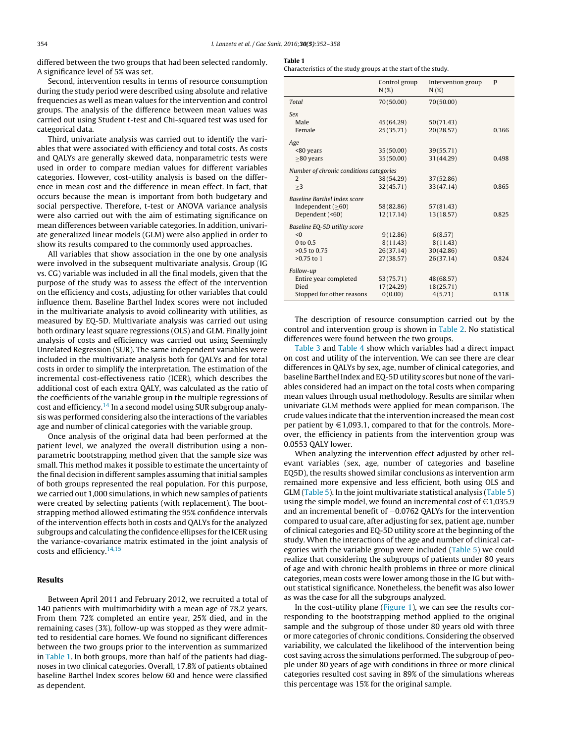differed between the two groups that had been selected randomly. A significance level of 5% was set.

Second, intervention results in terms of resource consumption during the study period were described using absolute and relative frequencies as well as mean values for the intervention and control groups. The analysis of the difference between mean values was carried out using Student t-test and Chi-squared test was used for categorical data.

Third, univariate analysis was carried out to identify the variables that were associated with efficiency and total costs. As costs and QALYs are generally skewed data, nonparametric tests were used in order to compare median values for different variables categories. However, cost-utility analysis is based on the difference in mean cost and the difference in mean effect. In fact, that occurs because the mean is important from both budgetary and social perspective. Therefore, t-test or ANOVA variance analysis were also carried out with the aim of estimating significance on mean differences between variable categories. In addition, univariate generalized linear models (GLM) were also applied in order to show its results compared to the commonly used approaches.

All variables that show association in the one by one analysis were involved in the subsequent multivariate analysis. Group (IG vs. CG) variable was included in all the final models, given that the purpose of the study was to assess the effect of the intervention on the efficiency and costs, adjusting for other variables that could influence them. Baseline Barthel Index scores were not included in the multivariate analysis to avoid collinearity with utilities, as measured by EQ-5D. Multivariate analysis was carried out using both ordinary least square regressions (OLS) and GLM. Finally joint analysis of costs and efficiency was carried out using Seemingly Unrelated Regression (SUR). The same independent variables were included in the multivariate analysis both for QALYs and for total costs in order to simplify the interpretation. The estimation of the incremental cost-effectiveness ratio (ICER), which describes the additional cost of each extra QALY, was calculated as the ratio of the coefficients of the variable group in the multiple regressions of cost and efficiency.[14] In a second model using SUR subgroup analysis was performed considering also the interactions of the variables age and number of clinical categories with the variable group.

Once analysis of the original data had been performed at the patient level, we analyzed the overall distribution using a nonparametric bootstrapping method given that the sample size was small. This method makes it possible to estimate the uncertainty of the final decision in different samples assuming that initial samples of both groups represented the real population. For this purpose, we carried out 1,000 simulations, in which new samples of patients were created by selecting patients (with replacement). The bootstrapping method allowed estimating the 95% confidence intervals of the intervention effects both in costs and QALYs for the analyzed subgroups and calculating the confidence ellipses for the ICER using the variance-covariance matrix estimated in the joint analysis of costs and efficiency.[14,15]

## Results

Between April 2011 and February 2012, we recruited a total of 140 patients with multimorbidity with a mean age of 78.2 years. From them 72% completed an entire year, 25% died, and in the remaining cases (3%), follow-up was stopped as they were admitted to residential care homes. We found no significant differences between the two groups prior to the intervention as summarized in Table 1. In both groups, more than half of the patients had diagnoses in two clinical categories. Overall, 17.8% of patients obtained baseline Barthel Index scores below 60 and hence were classified as dependent.

**Table 1**
Characteristics of the study groups at the start of the study.

| | Control group N (%) | Intervention group N (%) | p |
|---|---|---|---|
| *Total* | 70 (50.00) | 70 (50.00) | |
| *Sex* | | | |
| Male | 45 (64.29) | 50 (71.43) | |
| Female | 25 (35.71) | 20 (28.57) | 0.366 |
| *Age* | | | |
| <80 years | 35 (50.00) | 39 (55.71) | |
| ≥80 years | 35 (50.00) | 31 (44.29) | 0.498 |
| *Number of chronic conditions categories* | | | |
| 2 | 38 (54.29) | 37 (52.86) | |
| ≥3 | 32 (45.71) | 33 (47.14) | 0.865 |
| *Baseline Barthel Index score* | | | |
| Independent (≥60) | 58 (82.86) | 57 (81.43) | |
| Dependent (<60) | 12 (17.14) | 13 (18.57) | 0.825 |
| *Baseline EQ-5D utility score* | | | |
| <0 | 9 (12.86) | 6 (8.57) | |
| 0 to 0.5 | 8 (11.43) | 8 (11.43) | |
| >0.5 to 0.75 | 26 (37.14) | 30 (42.86) | |
| >0.75 to 1 | 27 (38.57) | 26 (37.14) | 0.824 |
| *Follow-up* | | | |
| Entire year completed | 53 (75.71) | 48 (68.57) | |
| Died | 17 (24.29) | 18 (25.71) | |
| Stopped for other reasons | 0 (0.00) | 4 (5.71) | 0.118 |

The description of resource consumption carried out by the control and intervention group is shown in Table 2. No statistical differences were found between the two groups.

Table 3 and Table 4 show which variables had a direct impact on cost and utility of the intervention. We can see there are clear differences in QALYs by sex, age, number of clinical categories, and baseline Barthel Index and EQ-5D utility scores but none of the variables considered had an impact on the total costs when comparing mean values through usual methodology. Results are similar when univariate GLM methods were applied for mean comparison. The crude values indicate that the intervention increased the mean cost per patient by €1,093.1, compared to that for the controls. Moreover, the efficiency in patients from the intervention group was 0.0553 QALY lower.

When analyzing the intervention effect adjusted by other relevant variables (sex, age, number of categories and baseline EQ5D), the results showed similar conclusions as intervention arm remained more expensive and less efficient, both using OLS and GLM (Table 5). In the joint multivariate statistical analysis (Table 5) using the simple model, we found an incremental cost of €1,035.9 and an incremental benefit of −0.0762 QALYs for the intervention compared to usual care, after adjusting for sex, patient age, number of clinical categories and EQ-5D utility score at the beginning of the study. When the interactions of the age and number of clinical categories with the variable group were included (Table 5) we could realize that considering the subgroups of patients under 80 years of age and with chronic health problems in three or more clinical categories, mean costs were lower among those in the IG but without statistical significance. Nonetheless, the benefit was also lower as was the case for all the subgroups analyzed.

In the cost-utility plane (Figure 1), we can see the results corresponding to the bootstrapping method applied to the original sample and the subgroup of those under 80 years old with three or more categories of chronic conditions. Considering the observed variability, we calculated the likelihood of the intervention being cost saving across the simulations performed. The subgroup of people under 80 years of age with conditions in three or more clinical categories resulted cost saving in 89% of the simulations whereas this percentage was 15% for the original sample.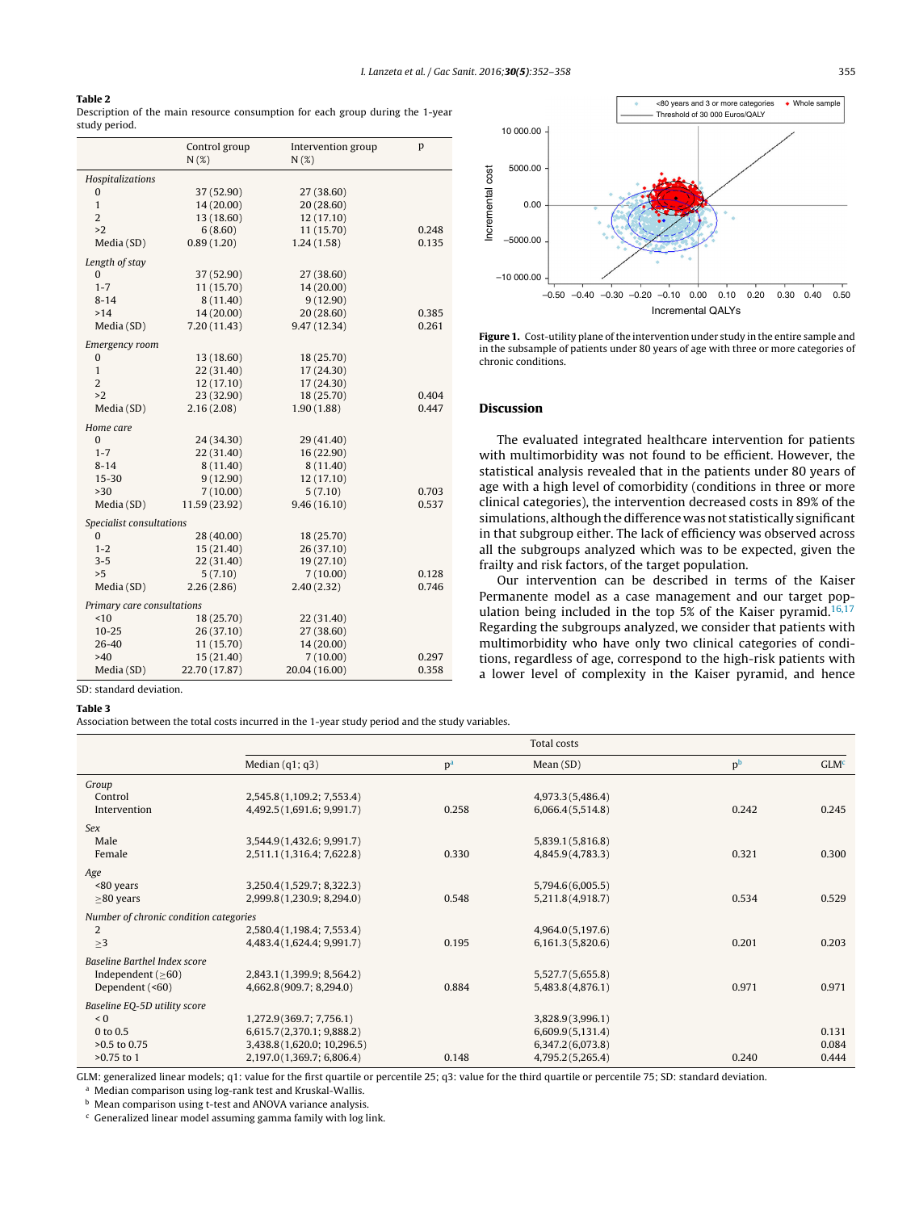**Table 2**
Description of the main resource consumption for each group during the 1-year study period.

| | Control group N (%) | Intervention group N (%) | p |
|---|---|---|---|
| *Hospitalizations* | | | |
| 0 | 37 (52.90) | 27 (38.60) | |
| 1 | 14 (20.00) | 20 (28.60) | |
| 2 | 13 (18.60) | 12 (17.10) | |
| >2 | 6 (8.60) | 11 (15.70) | 0.248 |
| Media (SD) | 0.89 (1.20) | 1.24 (1.58) | 0.135 |
| *Length of stay* | | | |
| 0 | 37 (52.90) | 27 (38.60) | |
| 1-7 | 11 (15.70) | 14 (20.00) | |
| 8-14 | 8 (11.40) | 9 (12.90) | |
| >14 | 14 (20.00) | 20 (28.60) | 0.385 |
| Media (SD) | 7.20 (11.43) | 9.47 (12.34) | 0.261 |
| *Emergency room* | | | |
| 0 | 13 (18.60) | 18 (25.70) | |
| 1 | 22 (31.40) | 17 (24.30) | |
| 2 | 12 (17.10) | 17 (24.30) | |
| >2 | 23 (32.90) | 18 (25.70) | 0.404 |
| Media (SD) | 2.16 (2.08) | 1.90 (1.88) | 0.447 |
| *Home care* | | | |
| 0 | 24 (34.30) | 29 (41.40) | |
| 1-7 | 22 (31.40) | 16 (22.90) | |
| 8-14 | 8 (11.40) | 8 (11.40) | |
| 15-30 | 9 (12.90) | 12 (17.10) | |
| >30 | 7 (10.00) | 5 (7.10) | 0.703 |
| Media (SD) | 11.59 (23.92) | 9.46 (16.10) | 0.537 |
| *Specialist consultations* | | | |
| 0 | 28 (40.00) | 18 (25.70) | |
| 1-2 | 15 (21.40) | 26 (37.10) | |
| 3-5 | 22 (31.40) | 19 (27.10) | |
| >5 | 5 (7.10) | 7 (10.00) | 0.128 |
| Media (SD) | 2.26 (2.86) | 2.40 (2.32) | 0.746 |
| *Primary care consultations* | | | |
| <10 | 18 (25.70) | 22 (31.40) | |
| 10-25 | 26 (37.10) | 27 (38.60) | |
| 26-40 | 11 (15.70) | 14 (20.00) | |
| >40 | 15 (21.40) | 7 (10.00) | 0.297 |
| Media (SD) | 22.70 (17.87) | 20.04 (16.00) | 0.358 |

SD: standard deviation.

**Figure 1.** Cost-utility plane of the intervention under study in the entire sample and in the subsample of patients under 80 years of age with three or more categories of chronic conditions.

## Discussion

The evaluated integrated healthcare intervention for patients with multimorbidity was not found to be efficient. However, the statistical analysis revealed that in the patients under 80 years of age with a high level of comorbidity (conditions in three or more clinical categories), the intervention decreased costs in 89% of the simulations, although the difference was not statistically significant in that subgroup either. The lack of efficiency was observed across all the subgroups analyzed which was to be expected, given the frailty and risk factors, of the target population.

Our intervention can be described in terms of the Kaiser Permanente model as a case management and our target population being included in the top 5% of the Kaiser pyramid.[16,17] Regarding the subgroups analyzed, we consider that patients with multimorbidity who have only two clinical categories of conditions, regardless of age, correspond to the high-risk patients with a lower level of complexity in the Kaiser pyramid, and hence

**Table 3**
Association between the total costs incurred in the 1-year study period and the study variables.

| | Total costs | | | | |
|---|---|---|---|---|---|
| | Median (q1; q3) | p[a] | Mean (SD) | p[b] | GLM[c] |
| *Group* | | | | | |
| Control | 2,545.8 (1,109.2; 7,553.4) | | 4,973.3 (5,486.4) | | |
| Intervention | 4,492.5 (1,691.6; 9,991.7) | 0.258 | 6,066.4 (5,514.8) | 0.242 | 0.245 |
| *Sex* | | | | | |
| Male | 3,544.9 (1,432.6; 9,991.7) | | 5,839.1 (5,816.8) | | |
| Female | 2,511.1 (1,316.4; 7,622.8) | 0.330 | 4,845.9 (4,783.3) | 0.321 | 0.300 |
| *Age* | | | | | |
| <80 years | 3,250.4 (1,529.7; 8,322.3) | | 5,794.6 (6,005.5) | | |
| ≥80 years | 2,999.8 (1,230.9; 8,294.0) | 0.548 | 5,211.8 (4,918.7) | 0.534 | 0.529 |
| *Number of chronic condition categories* | | | | | |
| 2 | 2,580.4 (1,198.4; 7,553.4) | | 4,964.0 (5,197.6) | | |
| ≥3 | 4,483.4 (1,624.4; 9,991.7) | 0.195 | 6,161.3 (5,820.6) | 0.201 | 0.203 |
| *Baseline Barthel Index score* | | | | | |
| Independent (≥60) | 2,843.1 (1,399.9; 8,564.2) | | 5,527.7 (5,655.8) | | |
| Dependent (<60) | 4,662.8 (909.7; 8,294.0) | 0.884 | 5,483.8 (4,876.1) | 0.971 | 0.971 |
| *Baseline EQ-5D utility score* | | | | | |
| < 0 | 1,272.9 (369.7; 7,756.1) | | 3,828.9 (3,996.1) | | |
| 0 to 0.5 | 6,615.7 (2,370.1; 9,888.2) | | 6,609.9 (5,131.4) | | 0.131 |
| >0.5 to 0.75 | 3,438.8 (1,620.0; 10,296.5) | | 6,347.2 (6,073.8) | | 0.084 |
| >0.75 to 1 | 2,197.0 (1,369.7; 6,806.4) | 0.148 | 4,795.2 (5,265.4) | 0.240 | 0.444 |

GLM: generalized linear models; q1: value for the first quartile or percentile 25; q3: value for the third quartile or percentile 75; SD: standard deviation.
[a] Median comparison using log-rank test and Kruskal-Wallis.
[b] Mean comparison using t-test and ANOVA variance analysis.
[c] Generalized linear model assuming gamma family with log link.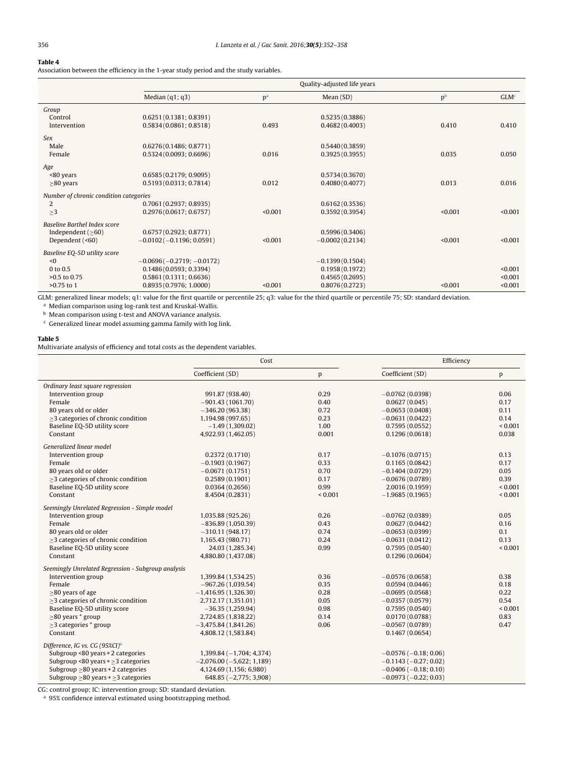**Table 4**

Association between the efficiency in the 1-year study period and the study variables.

| | Quality-adjusted life years | | | | |
|---|---|---|---|---|---|
| | Median (q1; q3) | p[a] | Mean (SD) | p[b] | GLM[c] |
| *Group* | | | | | |
| Control | 0.6251 (0.1381; 0.8391) | | 0.5235 (0.3886) | | |
| Intervention | 0.5834 (0.0861; 0.8518) | 0.493 | 0.4682 (0.4003) | 0.410 | 0.410 |
| *Sex* | | | | | |
| Male | 0.6276 (0.1486; 0.8771) | | 0.5440 (0.3859) | | |
| Female | 0.5324 (0.0093; 0.6696) | 0.016 | 0.3925 (0.3955) | 0.035 | 0.050 |
| *Age* | | | | | |
| <80 years | 0.6585 (0.2179; 0.9095) | | 0.5734 (0.3670) | | |
| ≥80 years | 0.5193 (0.0313; 0.7814) | 0.012 | 0.4080 (0.4077) | 0.013 | 0.016 |
| *Number of chronic condition categories* | | | | | |
| 2 | 0.7061 (0.2937; 0.8935) | | 0.6162 (0.3536) | | |
| ≥3 | 0.2976 (0.0617; 0.6757) | <0.001 | 0.3592 (0.3954) | <0.001 | <0.001 |
| *Baseline Barthel Index score* | | | | | |
| Independent (≥60) | 0.6757 (0.2923; 0.8771) | | 0.5996 (0.3406) | | |
| Dependent (<60) | −0.0102 (−0.1196; 0.0591) | <0.001 | −0.0002 (0.2134) | <0.001 | <0.001 |
| *Baseline EQ-5D utility score* | | | | | |
| <0 | −0.0696 (−0.2719; −0.0172) | | −0.1399 (0.1504) | | |
| 0 to 0.5 | 0.1486 (0.0593; 0.3394) | | 0.1958 (0.1972) | | <0.001 |
| >0.5 to 0.75 | 0.5861 (0.1311; 0.6636) | | 0.4565 (0.2695) | | <0.001 |
| >0.75 to 1 | 0.8935 (0.7976; 1.0000) | <0.001 | 0.8076 (0.2723) | <0.001 | <0.001 |

GLM: generalized linear models; q1: value for the first quartile or percentile 25; q3: value for the third quartile or percentile 75; SD: standard deviation.

[a] Median comparison using log-rank test and Kruskal-Wallis.

[b] Mean comparison using t-test and ANOVA variance analysis.

[c] Generalized linear model assuming gamma family with log link.

**Table 5**

Multivariate analysis of efficiency and total costs as the dependent variables.

| | Cost | | Efficiency | |
|---|---|---|---|---|
| | Coefficient (SD) | p | Coefficient (SD) | p |
| *Ordinary least square regression* | | | | |
| Intervention group | 991.87 (938.40) | 0.29 | −0.0762 (0.0398) | 0.06 |
| Female | −901.43 (1061.70) | 0.40 | 0.0627 (0.045) | 0.17 |
| 80 years old or older | −346.20 (963.38) | 0.72 | −0.0653 (0.0408) | 0.11 |
| ≥3 categories of chronic condition | 1,194.98 (997.65) | 0.23 | −0.0631 (0.0422) | 0.14 |
| Baseline EQ-5D utility score | −1.49 (1,309.02) | 1.00 | 0.7595 (0.0552) | < 0.001 |
| Constant | 4,922.93 (1,462.05) | 0.001 | 0.1296 (0.0618) | 0.038 |
| *Generalized linear model* | | | | |
| Intervention group | 0.2372 (0.1710) | 0.17 | −0.1076 (0.0715) | 0.13 |
| Female | −0.1903 (0.1967) | 0.33 | 0.1165 (0.0842) | 0.17 |
| 80 years old or older | −0.0671 (0.1751) | 0.70 | −0.1404 (0.0729) | 0.05 |
| ≥3 categories of chronic condition | 0.2589 (0.1901) | 0.17 | −0.0676 (0.0789) | 0.39 |
| Baseline EQ-5D utility score | 0.0364 (0.2656) | 0.99 | 2.0016 (0.1959) | < 0.001 |
| Constant | 8.4504 (0.2831) | < 0.001 | −1.9685 (0.1965) | < 0.001 |
| *Seemingly Unrelated Regression - Simple model* | | | | |
| Intervention group | 1,035.88 (925.26) | 0.26 | −0.0762 (0.0389) | 0.05 |
| Female | −836.89 (1,050.39) | 0.43 | 0.0627 (0.0442) | 0.16 |
| 80 years old or older | −310.11 (948.17) | 0.74 | −0.0653 (0.0399) | 0.1 |
| ≥3 categories of chronic condition | 1,165.43 (980.71) | 0.24 | −0.0631 (0.0412) | 0.13 |
| Baseline EQ-5D utility score | 24.03 (1,285.34) | 0.99 | 0.7595 (0.0540) | < 0.001 |
| Constant | 4,880.80 (1,437.08) | | 0.1296 (0.0604) | |
| *Seemingly Unrelated Regression - Subgroup analysis* | | | | |
| Intervention group | 1,399.84 (1,534.25) | 0.36 | −0.0576 (0.0658) | 0.38 |
| Female | −967.26 (1,039.54) | 0.35 | 0.0594 (0.0446) | 0.18 |
| ≥80 years of age | −1,416.95 (1,326.30) | 0.28 | −0.0695 (0.0568) | 0.22 |
| ≥3 categories of chronic condition | 2,712.17 (1,351.01) | 0.05 | −0.0357 (0.0579) | 0.54 |
| Baseline EQ-5D utility score | −36.35 (1,259.94) | 0.98 | 0.7595 (0.0540) | < 0.001 |
| ≥80 years * group | 2,724.85 (1,838.22) | 0.14 | 0.0170 (0.0788) | 0.83 |
| ≥3 categories * group | −3,475.84 (1,841.26) | 0.06 | −0.0567 (0.0789) | 0.47 |
| Constant | 4,808.12 (1,583.84) | | 0.1467 (0.0654) | |
| *Difference, IG vs. CG (95%CI)*[a] | | | | |
| Subgroup <80 years + 2 categories | 1,399.84 (−1,704; 4,374) | | −0.0576 (−0.18; 0.06) | |
| Subgroup <80 years + ≥3 categories | −2,076.00 (−5,622; 1,189) | | −0.1143 (−0.27; 0.02) | |
| Subgroup ≥80 years + 2 categories | 4,124.69 (1,156; 6,980) | | −0.0406 (−0.18; 0.10) | |
| Subgroup ≥80 years + ≥3 categories | 648.85 (−2,775; 3,908) | | −0.0973 (−0.22; 0.03) | |

CG: control group; IC: intervention group; SD: standard deviation.

[a] 95% confidence interval estimated using bootstrapping method.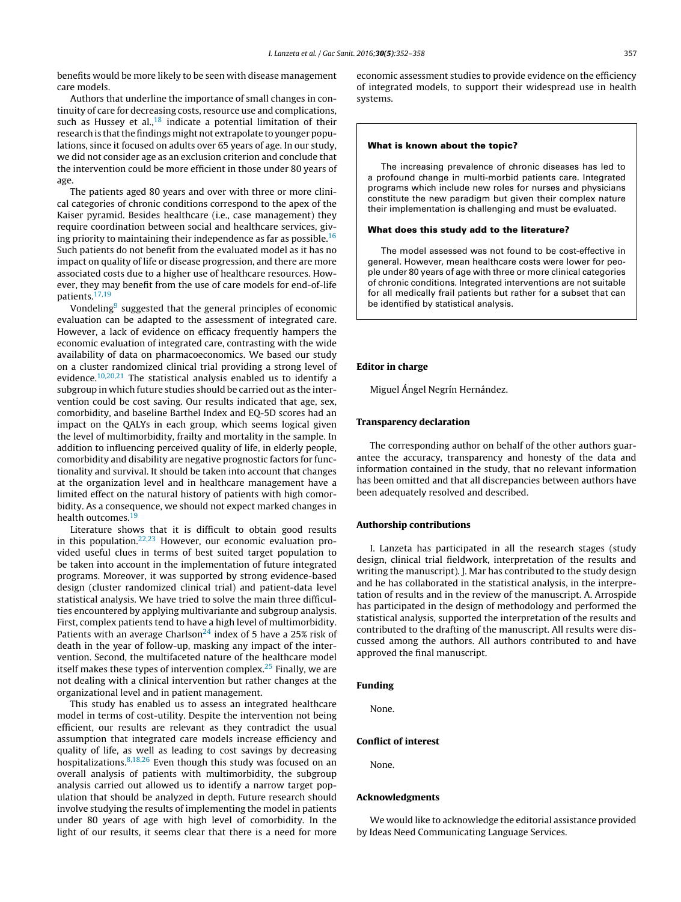benefits would be more likely to be seen with disease management care models.

Authors that underline the importance of small changes in continuity of care for decreasing costs, resource use and complications, such as Hussey et al.,[18] indicate a potential limitation of their research is that the findings might not extrapolate to younger populations, since it focused on adults over 65 years of age. In our study, we did not consider age as an exclusion criterion and conclude that the intervention could be more efficient in those under 80 years of age.

The patients aged 80 years and over with three or more clinical categories of chronic conditions correspond to the apex of the Kaiser pyramid. Besides healthcare (i.e., case management) they require coordination between social and healthcare services, giving priority to maintaining their independence as far as possible.[16] Such patients do not benefit from the evaluated model as it has no impact on quality of life or disease progression, and there are more associated costs due to a higher use of healthcare resources. However, they may benefit from the use of care models for end-of-life patients.[17,19]

Vondeling[9] suggested that the general principles of economic evaluation can be adapted to the assessment of integrated care. However, a lack of evidence on efficacy frequently hampers the economic evaluation of integrated care, contrasting with the wide availability of data on pharmacoeconomics. We based our study on a cluster randomized clinical trial providing a strong level of evidence.[10,20,21] The statistical analysis enabled us to identify a subgroup in which future studies should be carried out as the intervention could be cost saving. Our results indicated that age, sex, comorbidity, and baseline Barthel Index and EQ-5D scores had an impact on the QALYs in each group, which seems logical given the level of multimorbidity, frailty and mortality in the sample. In addition to influencing perceived quality of life, in elderly people, comorbidity and disability are negative prognostic factors for functionality and survival. It should be taken into account that changes at the organization level and in healthcare management have a limited effect on the natural history of patients with high comorbidity. As a consequence, we should not expect marked changes in health outcomes.[19]

Literature shows that it is difficult to obtain good results in this population.[22,23] However, our economic evaluation provided useful clues in terms of best suited target population to be taken into account in the implementation of future integrated programs. Moreover, it was supported by strong evidence-based design (cluster randomized clinical trial) and patient-data level statistical analysis. We have tried to solve the main three difficulties encountered by applying multivariante and subgroup analysis. First, complex patients tend to have a high level of multimorbidity. Patients with an average Charlson[24] index of 5 have a 25% risk of death in the year of follow-up, masking any impact of the intervention. Second, the multifaceted nature of the healthcare model itself makes these types of intervention complex.[25] Finally, we are not dealing with a clinical intervention but rather changes at the organizational level and in patient management.

This study has enabled us to assess an integrated healthcare model in terms of cost-utility. Despite the intervention not being efficient, our results are relevant as they contradict the usual assumption that integrated care models increase efficiency and quality of life, as well as leading to cost savings by decreasing hospitalizations.[8,18,26] Even though this study was focused on an overall analysis of patients with multimorbidity, the subgroup analysis carried out allowed us to identify a narrow target population that should be analyzed in depth. Future research should involve studying the results of implementing the model in patients under 80 years of age with high level of comorbidity. In the light of our results, it seems clear that there is a need for more economic assessment studies to provide evidence on the efficiency of integrated models, to support their widespread use in health systems.

**What is known about the topic?**

The increasing prevalence of chronic diseases has led to a profound change in multi-morbid patients care. Integrated programs which include new roles for nurses and physicians constitute the new paradigm but given their complex nature their implementation is challenging and must be evaluated.

**What does this study add to the literature?**

The model assessed was not found to be cost-effective in general. However, mean healthcare costs were lower for people under 80 years of age with three or more clinical categories of chronic conditions. Integrated interventions are not suitable for all medically frail patients but rather for a subset that can be identified by statistical analysis.

## Editor in charge

Miguel Ángel Negrín Hernández.

## Transparency declaration

The corresponding author on behalf of the other authors guarantee the accuracy, transparency and honesty of the data and information contained in the study, that no relevant information has been omitted and that all discrepancies between authors have been adequately resolved and described.

## Authorship contributions

I. Lanzeta has participated in all the research stages (study design, clinical trial fieldwork, interpretation of the results and writing the manuscript). J. Mar has contributed to the study design and he has collaborated in the statistical analysis, in the interpretation of results and in the review of the manuscript. A. Arrospide has participated in the design of methodology and performed the statistical analysis, supported the interpretation of the results and contributed to the drafting of the manuscript. All results were discussed among the authors. All authors contributed to and have approved the final manuscript.

## Funding

None.

## Conflict of interest

None.

## Acknowledgments

We would like to acknowledge the editorial assistance provided by Ideas Need Communicating Language Services.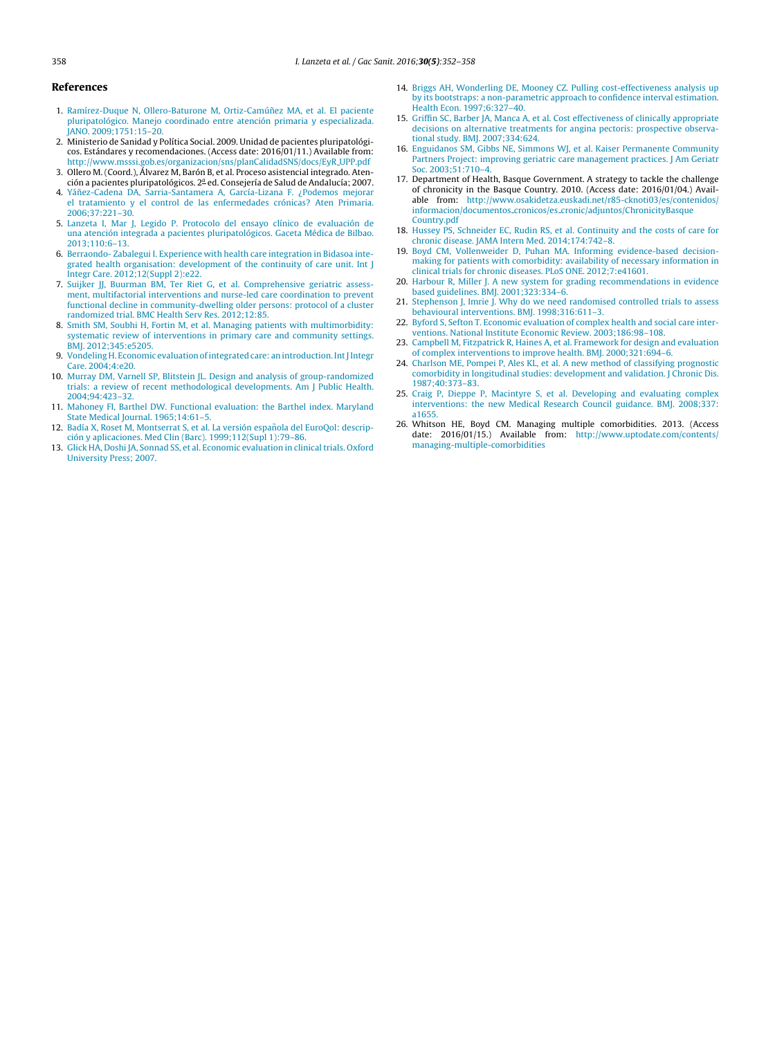## References

1. Ramírez-Duque N, Ollero-Baturone M, Ortiz-Camúñez MA, et al. El paciente pluripatológico. Manejo coordinado entre atención primaria y especializada. JANO. 2009;1751:15–20.
2. Ministerio de Sanidad y Política Social. 2009. Unidad de pacientes pluripatológicos. Estándares y recomendaciones. (Access date: 2016/01/11.) Available from: http://www.msssi.gob.es/organizacion/sns/planCalidadSNS/docs/EyR_UPP.pdf
3. Ollero M. (Coord.), Álvarez M, Barón B, et al. Proceso asistencial integrado. Atención a pacientes pluripatológicos. 2ª ed. Consejería de Salud de Andalucía; 2007.
4. Yáñez-Cadena DA, Sarria-Santamera A, García-Lizana F. ¿Podemos mejorar el tratamiento y el control de las enfermedades crónicas? Aten Primaria. 2006;37:221–30.
5. Lanzeta I, Mar J, Legido P. Protocolo del ensayo clínico de evaluación de una atención integrada a pacientes pluripatológicos. Gaceta Médica de Bilbao. 2013;110:6–13.
6. Berraondo- Zabalegui I. Experience with health care integration in Bidasoa integrated health organisation: development of the continuity of care unit. Int J Integr Care. 2012;12(Suppl 2):e22.
7. Suijker JJ, Buurman BM, Ter Riet G, et al. Comprehensive geriatric assessment, multifactorial interventions and nurse-led care coordination to prevent functional decline in community-dwelling older persons: protocol of a cluster randomized trial. BMC Health Serv Res. 2012;12:85.
8. Smith SM, Soubhi H, Fortin M, et al. Managing patients with multimorbidity: systematic review of interventions in primary care and community settings. BMJ. 2012;345:e5205.
9. Vondeling H. Economic evaluation of integrated care: an introduction. Int J Integr Care. 2004;4:e20.
10. Murray DM, Varnell SP, Blitstein JL. Design and analysis of group-randomized trials: a review of recent methodological developments. Am J Public Health. 2004;94:423–32.
11. Mahoney FI, Barthel DW. Functional evaluation: the Barthel index. Maryland State Medical Journal. 1965;14:61–5.
12. Badía X, Roset M, Montserrat S, et al. La versión española del EuroQol: descripción y aplicaciones. Med Clin (Barc). 1999;112(Supl 1):79–86.
13. Glick HA, Doshi JA, Sonnad SS, et al. Economic evaluation in clinical trials. Oxford University Press; 2007.
14. Briggs AH, Wonderling DE, Mooney CZ. Pulling cost-effectiveness analysis up by its bootstraps: a non-parametric approach to confidence interval estimation. Health Econ. 1997;6:327–40.
15. Griffin SC, Barber JA, Manca A, et al. Cost effectiveness of clinically appropriate decisions on alternative treatments for angina pectoris: prospective observational study. BMJ. 2007;334:624.
16. Enguidanos SM, Gibbs NE, Simmons WJ, et al. Kaiser Permanente Community Partners Project: improving geriatric care management practices. J Am Geriatr Soc. 2003;51:710–4.
17. Department of Health, Basque Government. A strategy to tackle the challenge of chronicity in the Basque Country. 2010. (Access date: 2016/01/04.) Available from: http://www.osakidetza.euskadi.net/r85-cknoti03/es/contenidos/informacion/documentos_cronicos/es_cronic/adjuntos/ChronicityBasqueCountry.pdf
18. Hussey PS, Schneider EC, Rudin RS, et al. Continuity and the costs of care for chronic disease. JAMA Intern Med. 2014;174:742–8.
19. Boyd CM, Vollenweider D, Puhan MA. Informing evidence-based decision-making for patients with comorbidity: availability of necessary information in clinical trials for chronic diseases. PLoS ONE. 2012;7:e41601.
20. Harbour R, Miller J. A new system for grading recommendations in evidence based guidelines. BMJ. 2001;323:334–6.
21. Stephenson J, Imrie J. Why do we need randomised controlled trials to assess behavioural interventions. BMJ. 1998;316:611–3.
22. Byford S, Sefton T. Economic evaluation of complex health and social care interventions. National Institute Economic Review. 2003;186:98–108.
23. Campbell M, Fitzpatrick R, Haines A, et al. Framework for design and evaluation of complex interventions to improve health. BMJ. 2000;321:694–6.
24. Charlson ME, Pompei P, Ales KL, et al. A new method of classifying prognostic comorbidity in longitudinal studies: development and validation. J Chronic Dis. 1987;40:373–83.
25. Craig P, Dieppe P, Macintyre S, et al. Developing and evaluating complex interventions: the new Medical Research Council guidance. BMJ. 2008;337:a1655.
26. Whitson HE, Boyd CM. Managing multiple comorbidities. 2013. (Access date: 2016/01/15.) Available from: http://www.uptodate.com/contents/managing-multiple-comorbidities